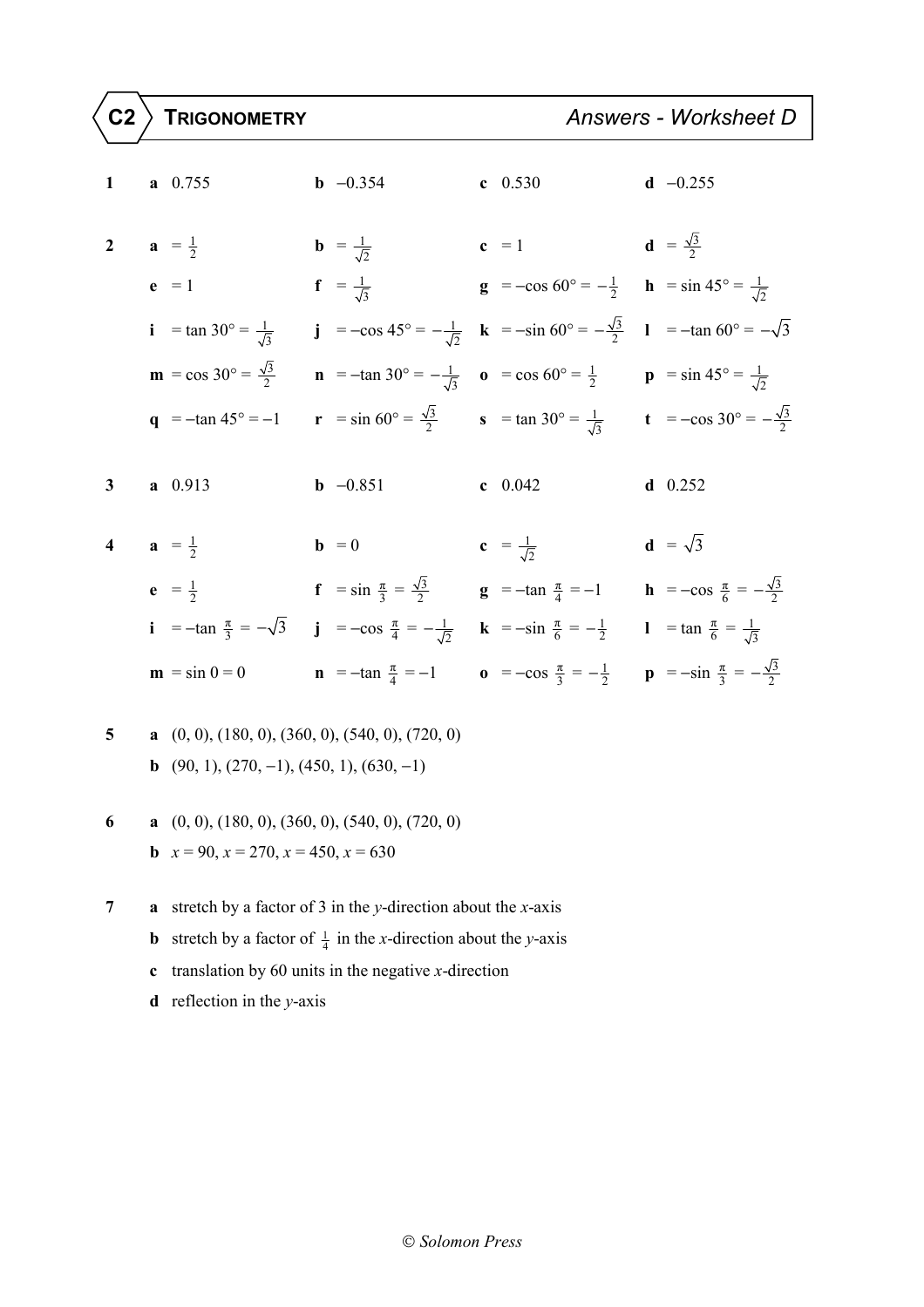# C2 TRIGONOMETRY — Answers - Worksheet D

**1** **a** 0.755 **b** −0.354 **c** 0.530 **d** −0.255

**2**
**a** $= \frac{1}{2}$ **b** $= \frac{1}{\sqrt{2}}$ **c** $= 1$ **d** $= \frac{\sqrt{3}}{2}$

**e** $= 1$ **f** $= \frac{1}{\sqrt{3}}$ **g** $= -\cos 60° = -\frac{1}{2}$ **h** $= \sin 45° = \frac{1}{\sqrt{2}}$

**i** $= \tan 30° = \frac{1}{\sqrt{3}}$ **j** $= -\cos 45° = -\frac{1}{\sqrt{2}}$ **k** $= -\sin 60° = -\frac{\sqrt{3}}{2}$ **l** $= -\tan 60° = -\sqrt{3}$

**m** $= \cos 30° = \frac{\sqrt{3}}{2}$ **n** $= -\tan 30° = -\frac{1}{\sqrt{3}}$ **o** $= \cos 60° = \frac{1}{2}$ **p** $= \sin 45° = \frac{1}{\sqrt{2}}$

**q** $= -\tan 45° = -1$ **r** $= \sin 60° = \frac{\sqrt{3}}{2}$ **s** $= \tan 30° = \frac{1}{\sqrt{3}}$ **t** $= -\cos 30° = -\frac{\sqrt{3}}{2}$

**3** **a** 0.913 **b** −0.851 **c** 0.042 **d** 0.252

**4**
**a** $= \frac{1}{2}$ **b** $= 0$ **c** $= \frac{1}{\sqrt{2}}$ **d** $= \sqrt{3}$

**e** $= \frac{1}{2}$ **f** $= \sin \frac{\pi}{3} = \frac{\sqrt{3}}{2}$ **g** $= -\tan \frac{\pi}{4} = -1$ **h** $= -\cos \frac{\pi}{6} = -\frac{\sqrt{3}}{2}$

**i** $= -\tan \frac{\pi}{3} = -\sqrt{3}$ **j** $= -\cos \frac{\pi}{4} = -\frac{1}{\sqrt{2}}$ **k** $= -\sin \frac{\pi}{6} = -\frac{1}{2}$ **l** $= \tan \frac{\pi}{6} = \frac{1}{\sqrt{3}}$

**m** $= \sin 0 = 0$ **n** $= -\tan \frac{\pi}{4} = -1$ **o** $= -\cos \frac{\pi}{3} = -\frac{1}{2}$ **p** $= -\sin \frac{\pi}{3} = -\frac{\sqrt{3}}{2}$

**5**
**a** (0, 0), (180, 0), (360, 0), (540, 0), (720, 0)
**b** (90, 1), (270, −1), (450, 1), (630, −1)

**6**
**a** (0, 0), (180, 0), (360, 0), (540, 0), (720, 0)
**b** $x = 90$, $x = 270$, $x = 450$, $x = 630$

**7**
**a** stretch by a factor of 3 in the $y$-direction about the $x$-axis
**b** stretch by a factor of $\frac{1}{4}$ in the $x$-direction about the $y$-axis
**c** translation by 60 units in the negative $x$-direction
**d** reflection in the $y$-axis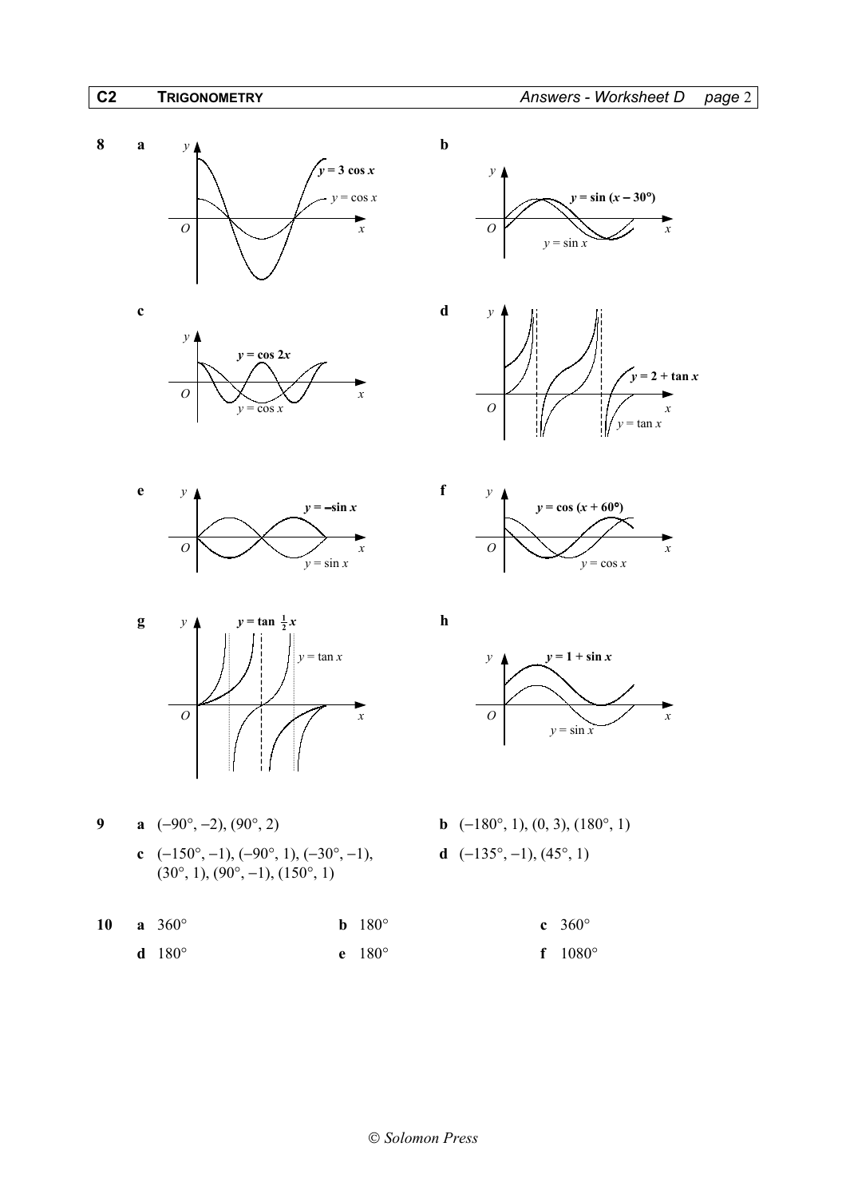**8** **a**

$y = 3\cos x$, $y = \cos x$

**b**

$y = \sin(x - 30°)$, $y = \sin x$

**c**

$y = \cos 2x$, $y = \cos x$

**d**

$y = 2 + \tan x$, $y = \tan x$

**e**

$y = -\sin x$, $y = \sin x$

**f**

$y = \cos(x + 60°)$, $y = \cos x$

**g**

$y = \tan \frac{1}{2}x$, $y = \tan x$

**h**

$y = 1 + \sin x$, $y = \sin x$

**9** **a** $(-90°, -2)$, $(90°, 2)$

**b** $(-180°, 1)$, $(0, 3)$, $(180°, 1)$

**c** $(-150°, -1)$, $(-90°, 1)$, $(-30°, -1)$, $(30°, 1)$, $(90°, -1)$, $(150°, 1)$

**d** $(-135°, -1)$, $(45°, 1)$

**10** **a** $360°$ **b** $180°$ **c** $360°$

**d** $180°$ **e** $180°$ **f** $1080°$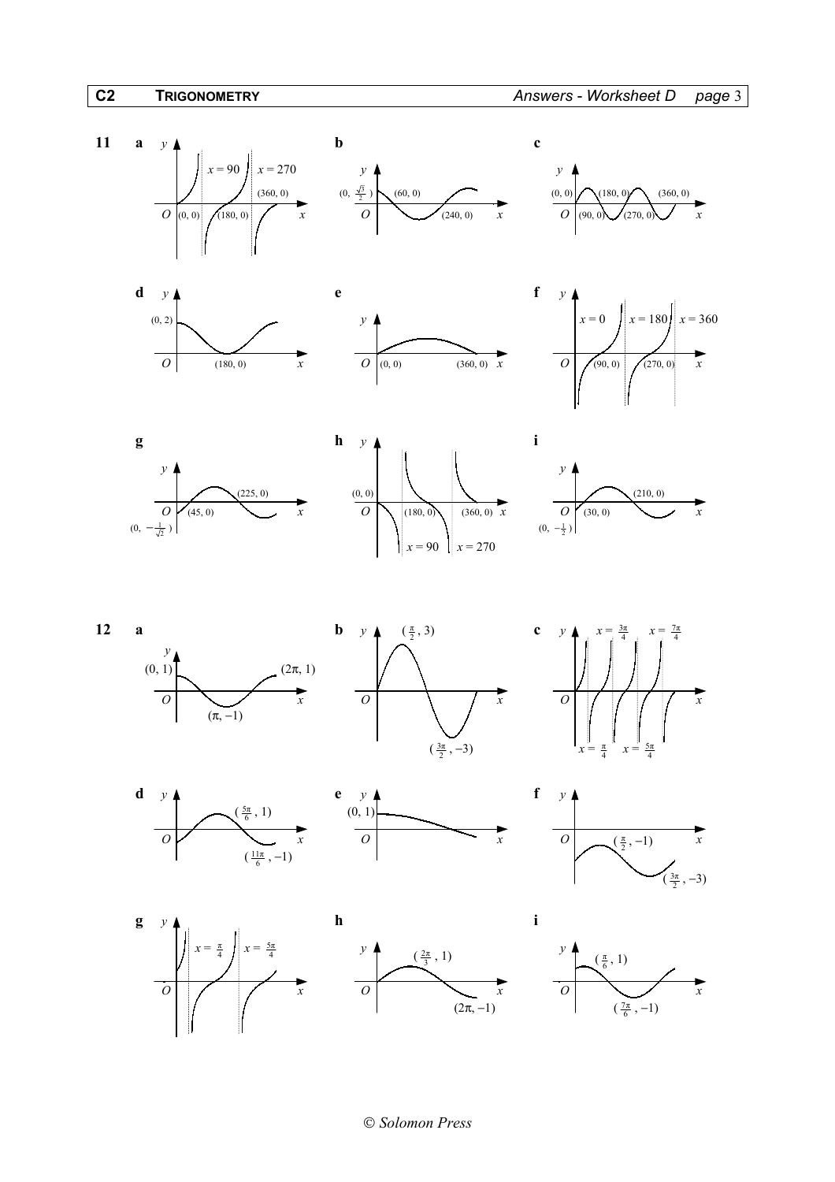**11**

**a**

$y$

$x = 90$ $x = 270$

(360, 0)

$O$ (0, 0) (180, 0) $x$

**b**

$y$

$(0, \frac{\sqrt{3}}{2})$ (60, 0)

$O$ (240, 0) $x$

**c**

$y$

(0, 0) (180, 0) (360, 0)

$O$ (90, 0) (270, 0) $x$

**d**

$y$

(0, 2)

$O$ (180, 0) $x$

**e**

$y$

$O$ (0, 0) (360, 0) $x$

**f**

$y$

$x = 0$ $x = 180$ $x = 360$

$O$ (90, 0) (270, 0) $x$

**g**

$y$

(225, 0)

$O$ (45, 0) $x$

$(0, -\frac{1}{\sqrt{2}})$

**h**

$y$

(0, 0)

$O$ (180, 0) (360, 0) $x$

$x = 90$ $x = 270$

**i**

$y$

(210, 0)

$O$ (30, 0) $x$

$(0, -\frac{1}{2})$

**12**

**a**

$y$

(0, 1) $(2\pi, 1)$

$O$ $x$

$(\pi, -1)$

**b**

$y$ $(\frac{\pi}{2}, 3)$

$O$ $x$

$(\frac{3\pi}{2}, -3)$

**c**

$y$ $x = \frac{3\pi}{4}$ $x = \frac{7\pi}{4}$

$O$ $x$

$x = \frac{\pi}{4}$ $x = \frac{5\pi}{4}$

**d**

$y$ $(\frac{5\pi}{6}, 1)$

$O$ $x$

$(\frac{11\pi}{6}, -1)$

**e**

$y$

(0, 1)

$O$ $x$

**f**

$y$

$O$ $(\frac{\pi}{2}, -1)$ $x$

$(\frac{3\pi}{2}, -3)$

**g**

$y$ $x = \frac{\pi}{4}$ $x = \frac{5\pi}{4}$

$O$ $x$

**h**

$y$ $(\frac{2\pi}{3}, 1)$

$O$ $x$

$(2\pi, -1)$

**i**

$y$ $(\frac{\pi}{6}, 1)$

$O$ $x$

$(\frac{7\pi}{6}, -1)$